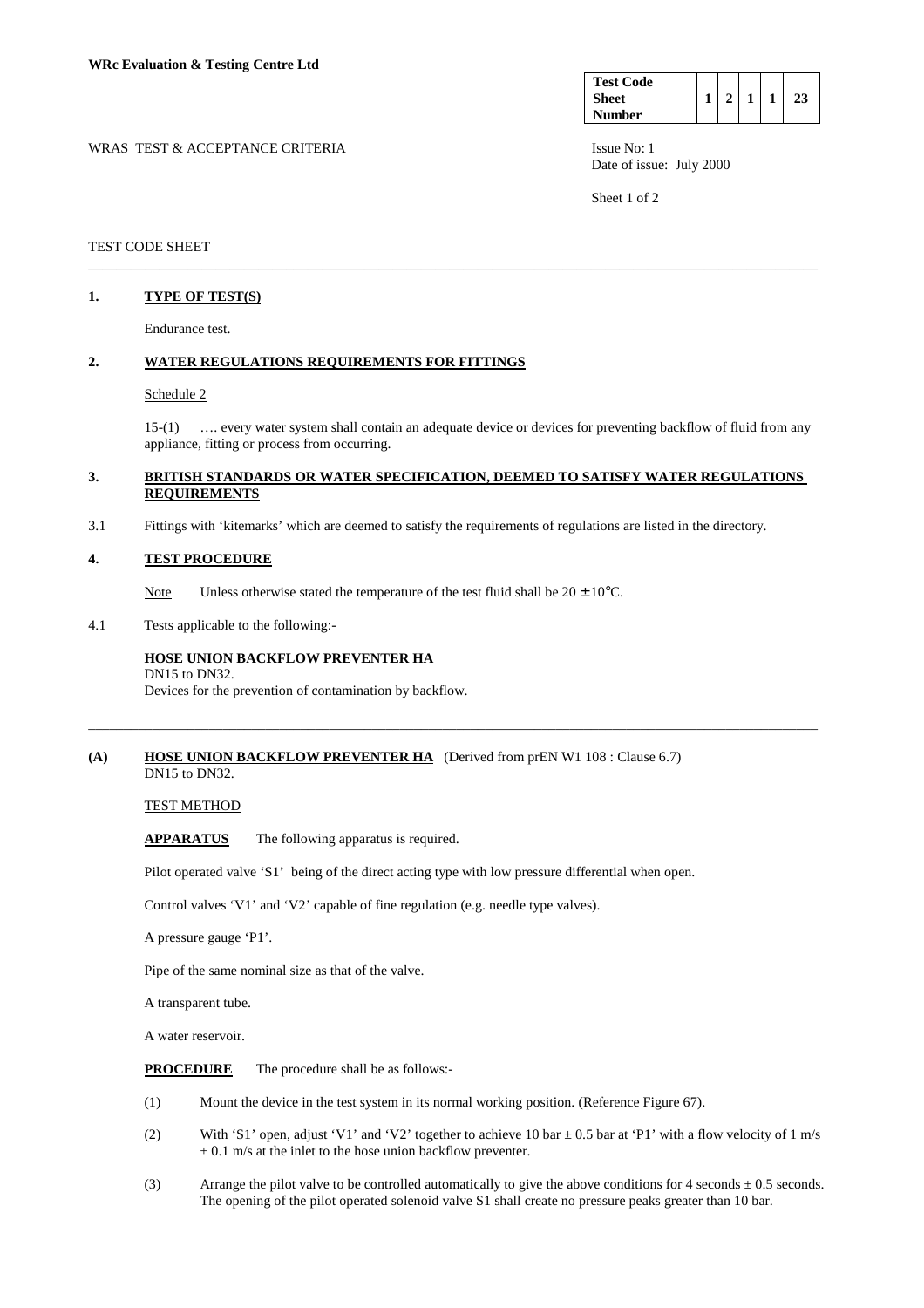**WRc Evaluation & Testing Centre Ltd**

| Test Code Sheet Number | 1 | 2 | 1 | 1 | 23 |
|---|---|---|---|---|---|

WRAS TEST & ACCEPTANCE CRITERIA

Issue No: 1
Date of issue: July 2000

TEST CODE SHEET

---

## 1. TYPE OF TEST(S)

Endurance test.

## 2. WATER REGULATIONS REQUIREMENTS FOR FITTINGS

Schedule 2

15-(1) …. every water system shall contain an adequate device or devices for preventing backflow of fluid from any appliance, fitting or process from occurring.

## 3. BRITISH STANDARDS OR WATER SPECIFICATION, DEEMED TO SATISFY WATER REGULATIONS REQUIREMENTS

3.1 Fittings with 'kitemarks' which are deemed to satisfy the requirements of regulations are listed in the directory.

## 4. TEST PROCEDURE

Note Unless otherwise stated the temperature of the test fluid shall be 20 ± 10°C.

4.1 Tests applicable to the following:-

**HOSE UNION BACKFLOW PREVENTER HA**
DN15 to DN32.
Devices for the prevention of contamination by backflow.

---

**(A) HOSE UNION BACKFLOW PREVENTER HA** (Derived from prEN W1 108 : Clause 6.7)
DN15 to DN32.

TEST METHOD

**APPARATUS** The following apparatus is required.

Pilot operated valve 'S1' being of the direct acting type with low pressure differential when open.

Control valves 'V1' and 'V2' capable of fine regulation (e.g. needle type valves).

A pressure gauge 'P1'.

Pipe of the same nominal size as that of the valve.

A transparent tube.

A water reservoir.

**PROCEDURE** The procedure shall be as follows:-

(1) Mount the device in the test system in its normal working position. (Reference Figure 67).

(2) With 'S1' open, adjust 'V1' and 'V2' together to achieve 10 bar ± 0.5 bar at 'P1' with a flow velocity of 1 m/s ± 0.1 m/s at the inlet to the hose union backflow preventer.

(3) Arrange the pilot valve to be controlled automatically to give the above conditions for 4 seconds ± 0.5 seconds. The opening of the pilot operated solenoid valve S1 shall create no pressure peaks greater than 10 bar.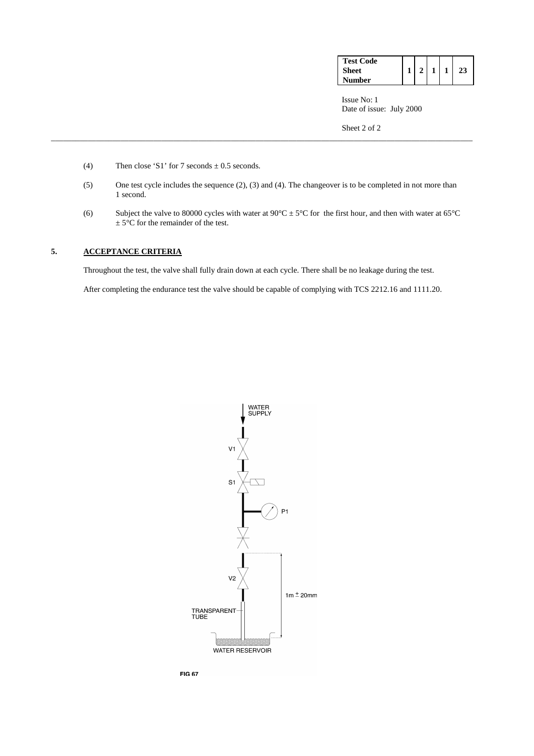(4) Then close 'S1' for 7 seconds ± 0.5 seconds.

(5) One test cycle includes the sequence (2), (3) and (4). The changeover is to be completed in not more than 1 second.

(6) Subject the valve to 80000 cycles with water at 90°C ± 5°C for the first hour, and then with water at 65°C ± 5°C for the remainder of the test.

## 5. ACCEPTANCE CRITERIA

Throughout the test, the valve shall fully drain down at each cycle. There shall be no leakage during the test.

After completing the endurance test the valve should be capable of complying with TCS 2212.16 and 1111.20.

WATER SUPPLY

V1

S1

P1

V2

1m ± 20mm

TRANSPARENT TUBE

WATER RESERVOIR

FIG 67